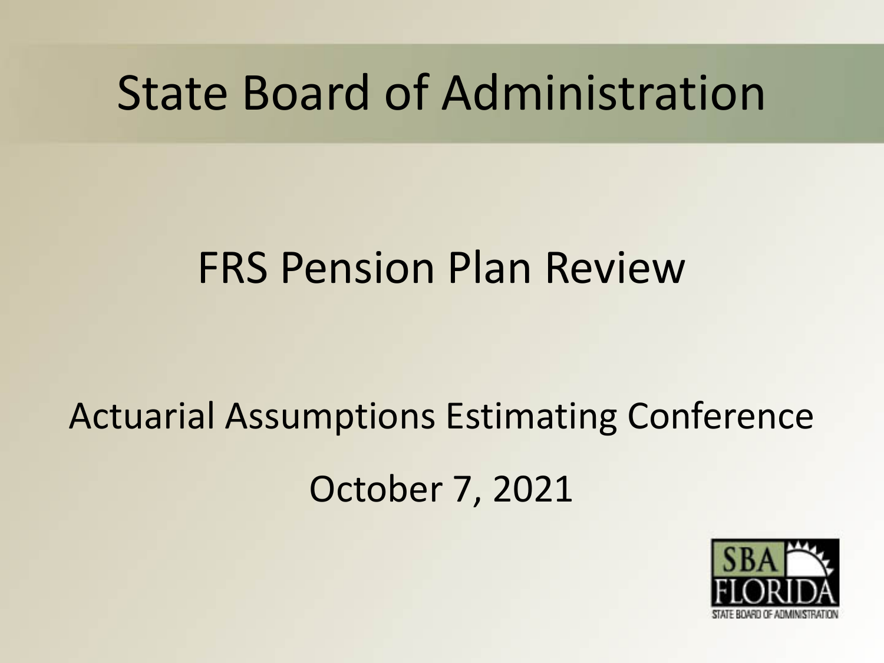# State Board of Administration

## FRS Pension Plan Review

Actuarial Assumptions Estimating Conference

October 7, 2021

SBA FLORIDA
STATE BOARD OF ADMINISTRATION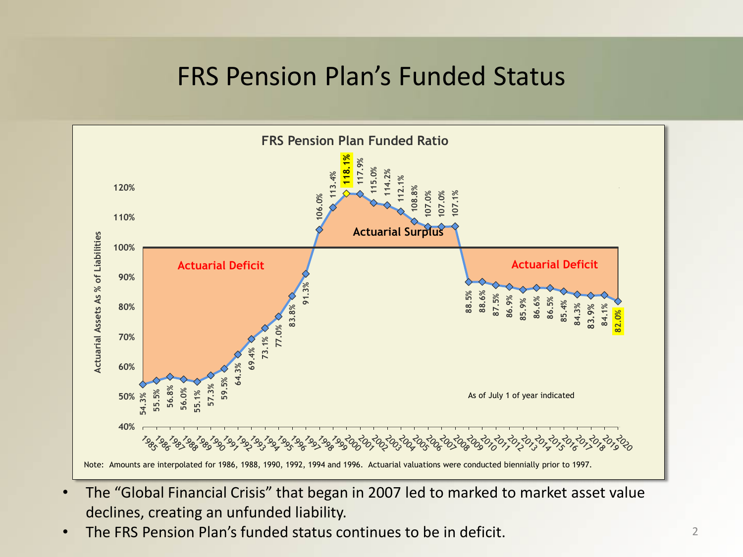# FRS Pension Plan's Funded Status

**FRS Pension Plan Funded Ratio**

| Year | Funded Ratio |
|---|---|
| 1985 | 54.3% |
| 1986 | 55.5% |
| 1987 | 56.8% |
| 1988 | 56.0% |
| 1989 | 55.1% |
| 1990 | 57.3% |
| 1991 | 59.5% |
| 1992 | 64.3% |
| 1993 | 69.4% |
| 1994 | 73.1% |
| 1995 | 77.0% |
| 1996 | 83.8% |
| 1997 | 91.3% |
| 1998 | 106.0% |
| 1999 | 113.4% |
| 2000 | 118.1% |
| 2001 | 117.9% |
| 2002 | 115.0% |
| 2003 | 114.2% |
| 2004 | 112.1% |
| 2005 | 108.8% |
| 2006 | 107.0% |
| 2007 | 107.0% |
| 2008 | 107.1% |
| 2009 | 88.5% |
| 2010 | 88.6% |
| 2011 | 87.5% |
| 2012 | 86.9% |
| 2013 | 85.9% |
| 2014 | 86.6% |
| 2015 | 86.5% |
| 2016 | 85.4% |
| 2017 | 84.3% |
| 2018 | 83.9% |
| 2019 | 84.1% |
| 2020 | 82.0% |

Y-axis: Actuarial Assets As % of Liabilities. Regions: Actuarial Deficit (1985–1997), Actuarial Surplus (1998–2008), Actuarial Deficit (2009–2020).

As of July 1 of year indicated

Note: Amounts are interpolated for 1986, 1988, 1990, 1992, 1994 and 1996. Actuarial valuations were conducted biennially prior to 1997.

- The "Global Financial Crisis" that began in 2007 led to marked to market asset value declines, creating an unfunded liability.
- The FRS Pension Plan's funded status continues to be in deficit.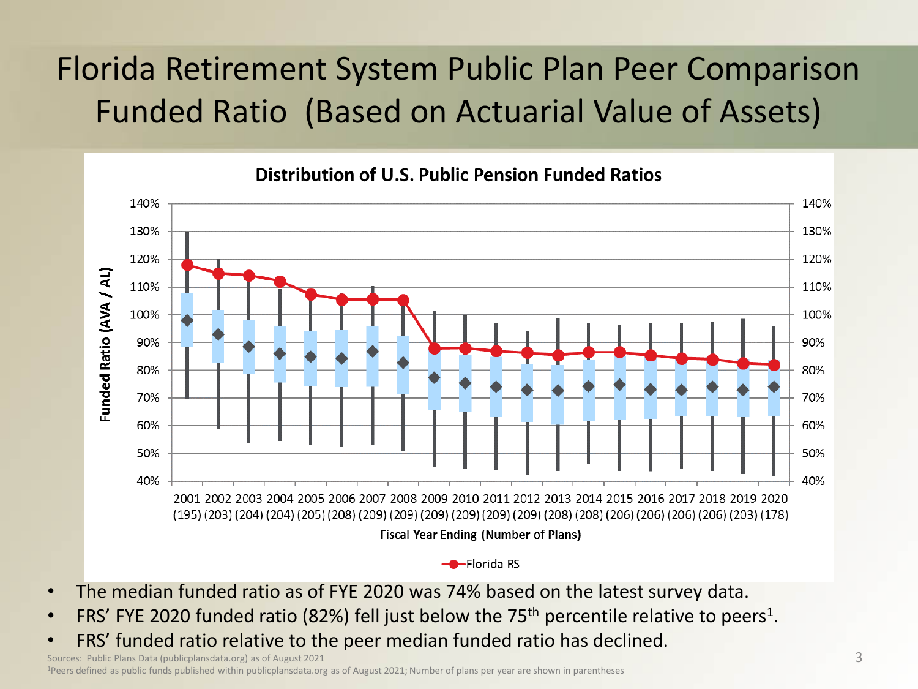# Florida Retirement System Public Plan Peer Comparison Funded Ratio (Based on Actuarial Value of Assets)

**Distribution of U.S. Public Pension Funded Ratios**

Funded Ratio (AVA / AL)

Fiscal Year Ending (Number of Plans)

2001 (195), 2002 (203), 2003 (204), 2004 (204), 2005 (205), 2006 (208), 2007 (209), 2008 (209), 2009 (209), 2010 (209), 2011 (209), 2012 (209), 2013 (208), 2014 (208), 2015 (206), 2016 (206), 2017 (206), 2018 (206), 2019 (203), 2020 (178)

Florida RS

- The median funded ratio as of FYE 2020 was 74% based on the latest survey data.
- FRS' FYE 2020 funded ratio (82%) fell just below the 75th percentile relative to peers[1].
- FRS' funded ratio relative to the peer median funded ratio has declined.

Sources: Public Plans Data (publicplansdata.org) as of August 2021

[1]Peers defined as public funds published within publicplansdata.org as of August 2021; Number of plans per year are shown in parentheses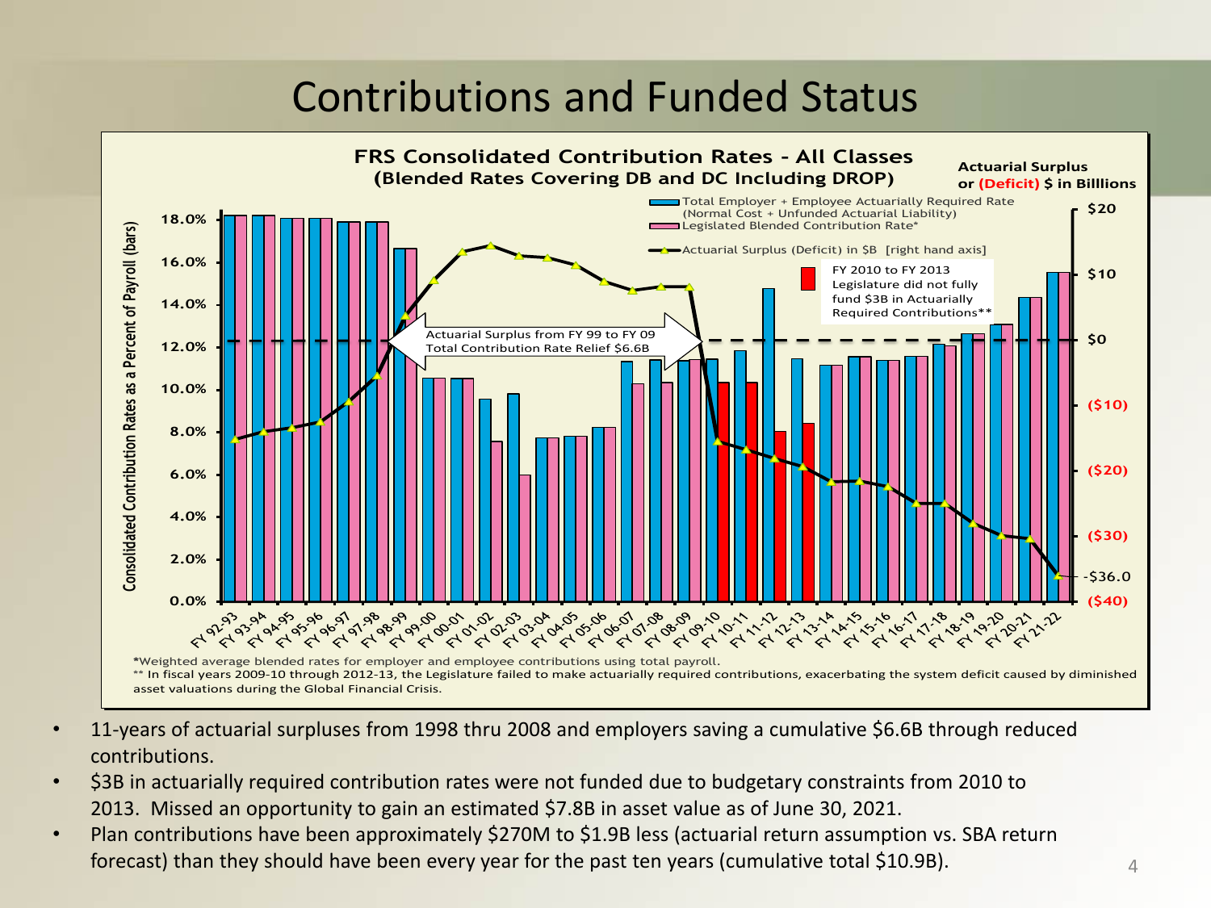# Contributions and Funded Status

**FRS Consolidated Contribution Rates - All Classes**
**(Blended Rates Covering DB and DC Including DROP)**

**Actuarial Surplus or (Deficit) $ in Billlions**

- Total Employer + Employee Actuarially Required Rate (Normal Cost + Unfunded Actuarial Liability)
- Legislated Blended Contribution Rate*
- Actuarial Surplus (Deficit) in $B [right hand axis]
- FY 2010 to FY 2013 Legislature did not fully fund $3B in Actuarially Required Contributions**

Actuarial Surplus from FY 99 to FY 09
Total Contribution Rate Relief $6.6B

Consolidated Contribution Rates as a Percent of Payroll (bars)

-$36.0

*Weighted average blended rates for employer and employee contributions using total payroll.

** In fiscal years 2009-10 through 2012-13, the Legislature failed to make actuarially required contributions, exacerbating the system deficit caused by diminished asset valuations during the Global Financial Crisis.

- 11-years of actuarial surpluses from 1998 thru 2008 and employers saving a cumulative $6.6B through reduced contributions.
- $3B in actuarially required contribution rates were not funded due to budgetary constraints from 2010 to 2013. Missed an opportunity to gain an estimated $7.8B in asset value as of June 30, 2021.
- Plan contributions have been approximately $270M to $1.9B less (actuarial return assumption vs. SBA return forecast) than they should have been every year for the past ten years (cumulative total $10.9B).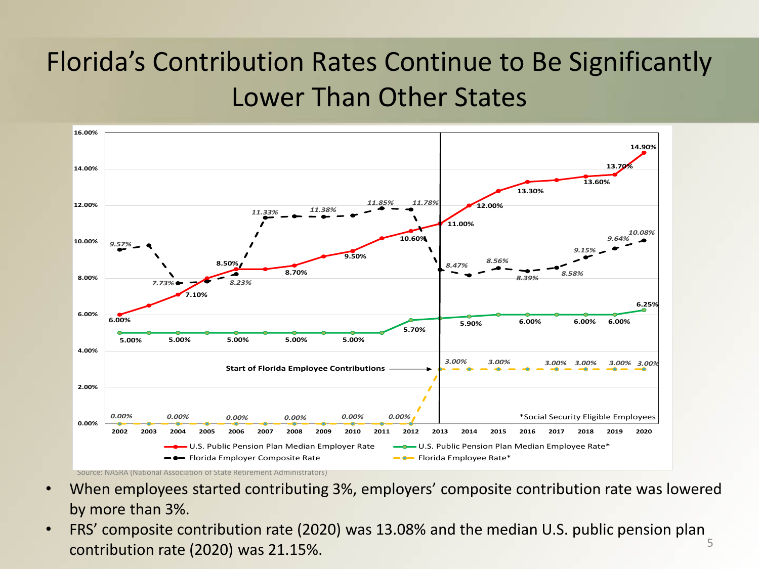# Florida's Contribution Rates Continue to Be Significantly Lower Than Other States

| Year | U.S. Public Pension Plan Median Employer Rate | Florida Employer Composite Rate | U.S. Public Pension Plan Median Employee Rate* | Florida Employee Rate* |
|---|---|---|---|---|
| 2002 | 6.00% | 9.57% | 5.00% | 0.00% |
| 2004 | 7.10% | 7.73% | 5.00% | 0.00% |
| 2006 | 8.50% | 8.23% | 5.00% | 0.00% |
| 2007 | | 11.33% | | |
| 2008 | 8.70% | | 5.00% | 0.00% |
| 2009 | | 11.38% | | |
| 2010 | 9.50% | | 5.00% | 0.00% |
| 2011 | | 11.85% | | |
| 2012 | 10.60% | 11.78% | 5.70% | 0.00% |
| 2013 | 11.00% | 8.47% | | 3.00% |
| 2014 | 12.00% | | 5.90% | |
| 2015 | | 8.56% | | 3.00% |
| 2016 | 13.30% | 8.39% | 6.00% | |
| 2017 | | 8.58% | | 3.00% |
| 2018 | 13.60% | 9.15% | 6.00% | 3.00% |
| 2019 | 13.70% | 9.64% | 6.00% | 3.00% |
| 2020 | 14.90% | 10.08% | 6.25% | 3.00% |

Start of Florida Employee Contributions (2013)

*Social Security Eligible Employees

Source: NASRA (National Association of State Retirement Administrators)

- When employees started contributing 3%, employers' composite contribution rate was lowered by more than 3%.
- FRS' composite contribution rate (2020) was 13.08% and the median U.S. public pension plan contribution rate (2020) was 21.15%.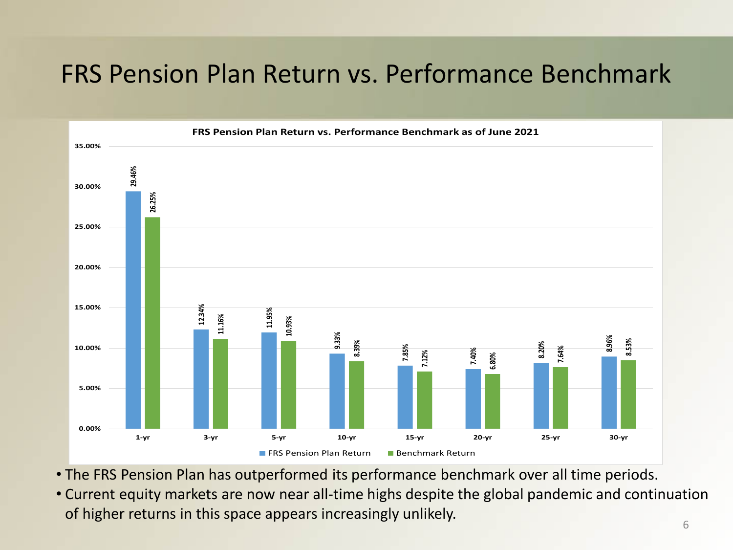# FRS Pension Plan Return vs. Performance Benchmark

**FRS Pension Plan Return vs. Performance Benchmark as of June 2021**

| | 1-yr | 3-yr | 5-yr | 10-yr | 15-yr | 20-yr | 25-yr | 30-yr |
|---|---|---|---|---|---|---|---|---|
| FRS Pension Plan Return | 29.46% | 12.34% | 11.95% | 9.33% | 7.85% | 7.40% | 8.20% | 8.96% |
| Benchmark Return | 26.25% | 11.16% | 10.93% | 8.39% | 7.12% | 6.80% | 7.64% | 8.53% |

- The FRS Pension Plan has outperformed its performance benchmark over all time periods.
- Current equity markets are now near all-time highs despite the global pandemic and continuation of higher returns in this space appears increasingly unlikely.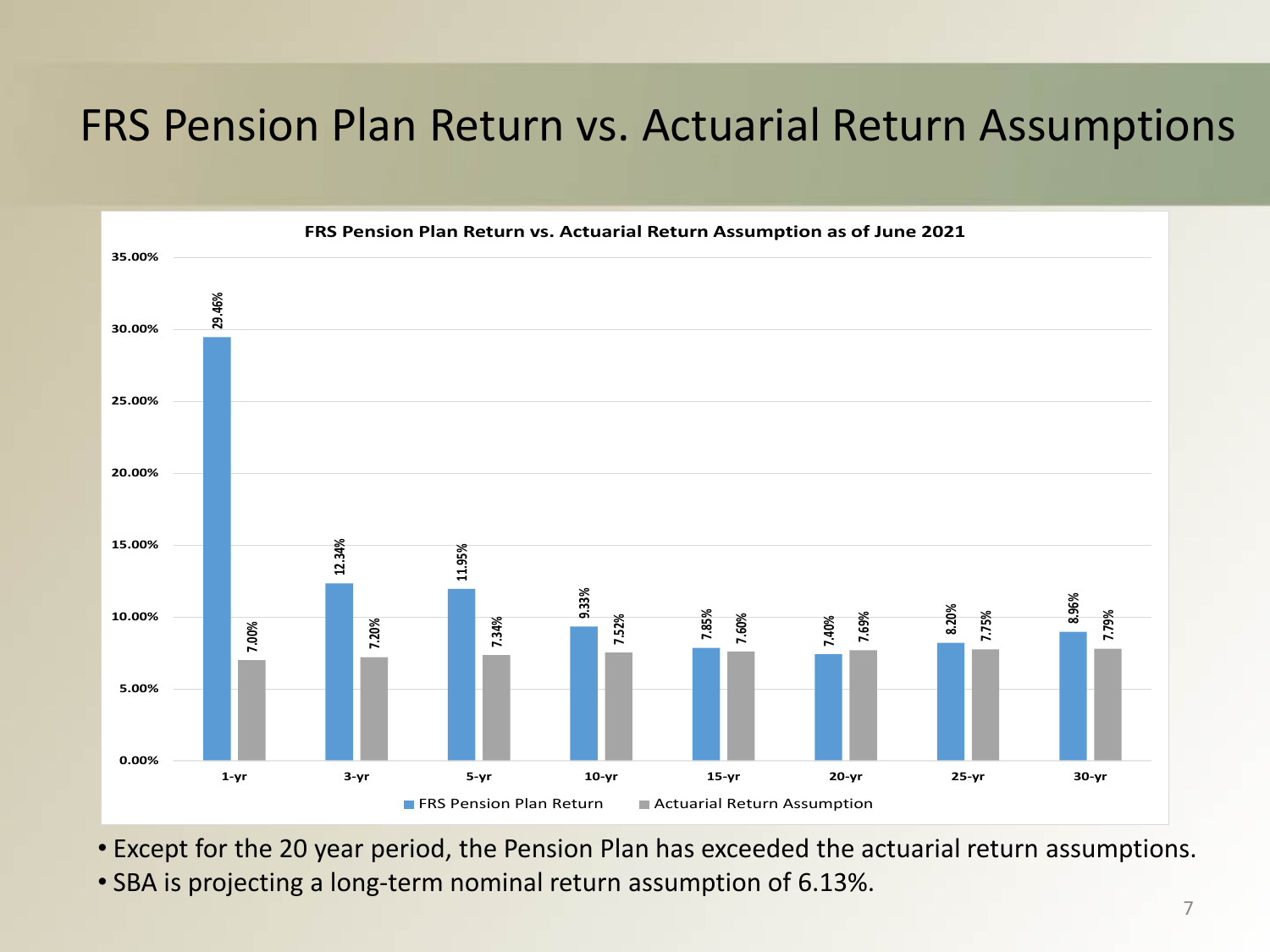# FRS Pension Plan Return vs. Actuarial Return Assumptions

**FRS Pension Plan Return vs. Actuarial Return Assumption as of June 2021**

| Period | FRS Pension Plan Return | Actuarial Return Assumption |
|---|---|---|
| 1-yr | 29.46% | 7.00% |
| 3-yr | 12.34% | 7.20% |
| 5-yr | 11.95% | 7.34% |
| 10-yr | 9.33% | 7.52% |
| 15-yr | 7.85% | 7.60% |
| 20-yr | 7.40% | 7.69% |
| 25-yr | 8.20% | 7.75% |
| 30-yr | 8.96% | 7.79% |

- Except for the 20 year period, the Pension Plan has exceeded the actuarial return assumptions.
- SBA is projecting a long-term nominal return assumption of 6.13%.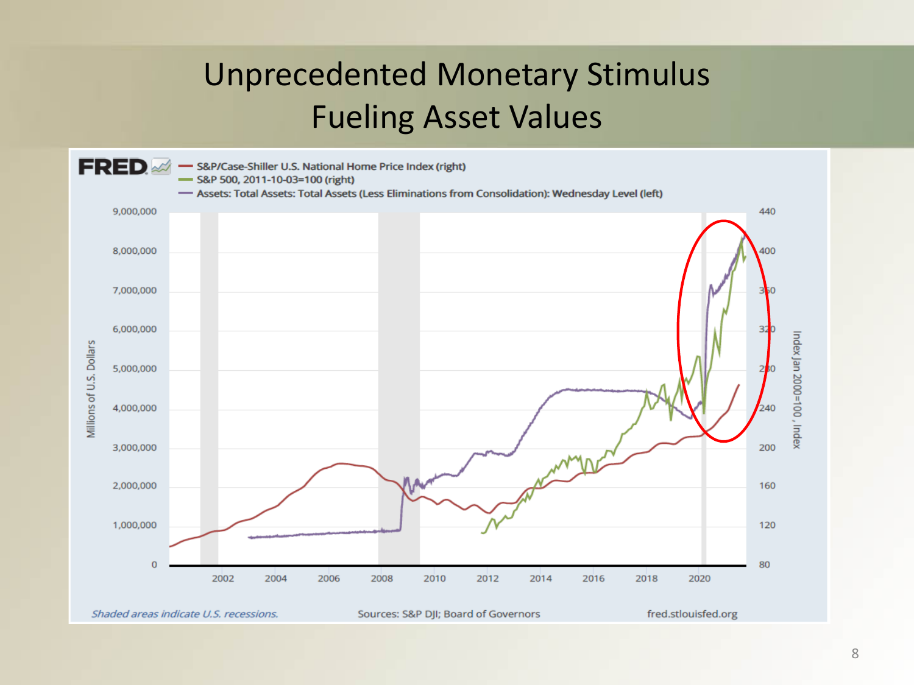# Unprecedented Monetary Stimulus Fueling Asset Values

FRED

— S&P/Case-Shiller U.S. National Home Price Index (right)
— S&P 500, 2011-10-03=100 (right)
— Assets: Total Assets: Total Assets (Less Eliminations from Consolidation): Wednesday Level (left)

Millions of U.S. Dollars: 0, 1,000,000, 2,000,000, 3,000,000, 4,000,000, 5,000,000, 6,000,000, 7,000,000, 8,000,000, 9,000,000

Index Jan 2000=100 , Index: 80, 120, 160, 200, 240, 280, 320, 360, 400, 440

2002, 2004, 2006, 2008, 2010, 2012, 2014, 2016, 2018, 2020

*Shaded areas indicate U.S. recessions.*

Sources: S&P DJI; Board of Governors

fred.stlouisfed.org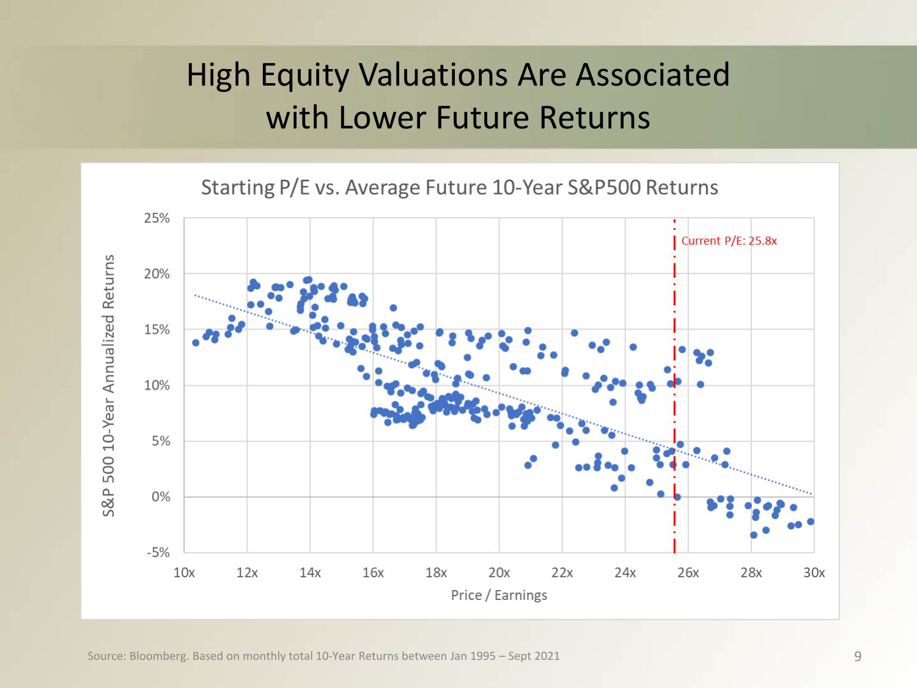# High Equity Valuations Are Associated with Lower Future Returns

Starting P/E vs. Average Future 10-Year S&P500 Returns

Current P/E: 25.8x

S&P 500 10-Year Annualized Returns

Price / Earnings

Source: Bloomberg. Based on monthly total 10-Year Returns between Jan 1995 – Sept 2021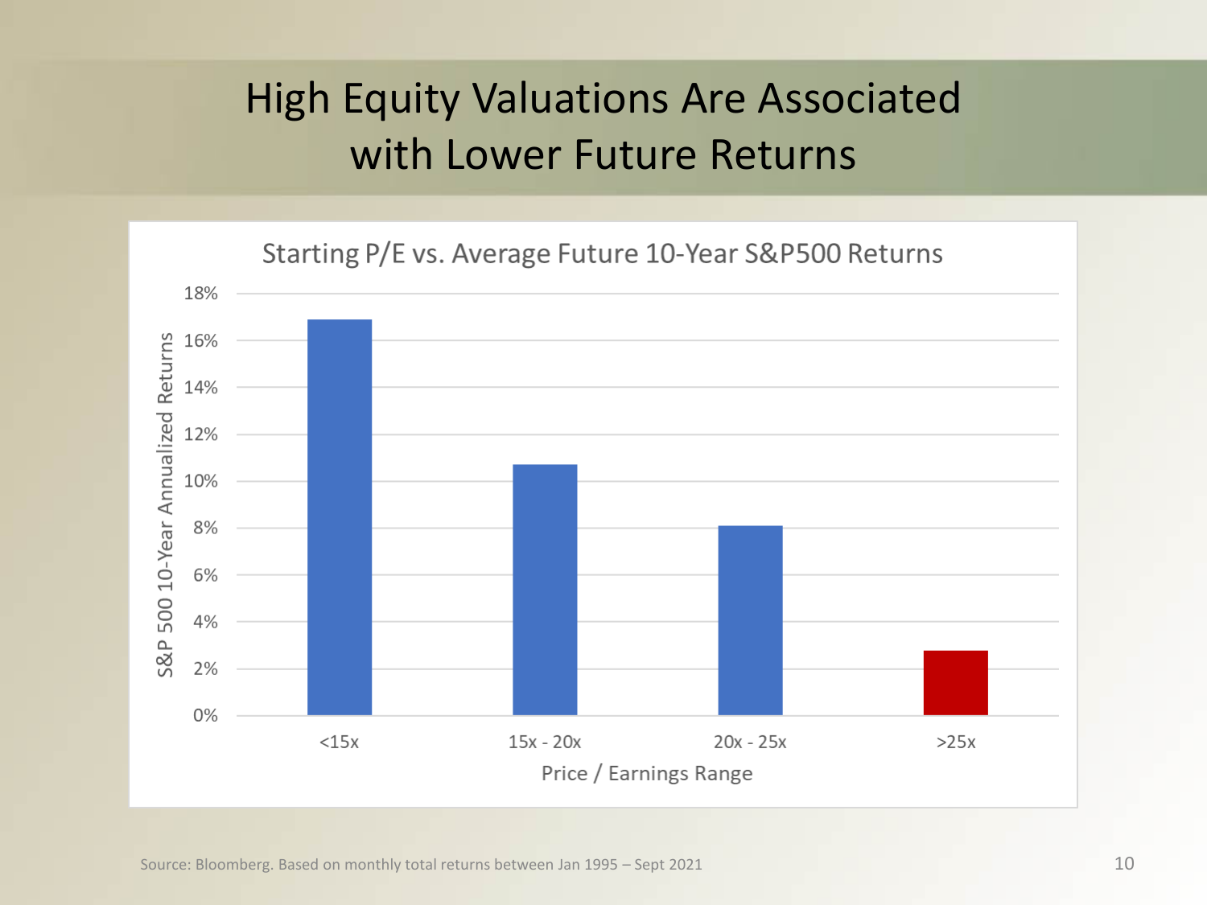# High Equity Valuations Are Associated with Lower Future Returns

Starting P/E vs. Average Future 10-Year S&P500 Returns

| Price / Earnings Range | S&P 500 10-Year Annualized Returns |
| --- | --- |
| <15x | ~16.9% |
| 15x - 20x | ~10.7% |
| 20x - 25x | ~8.1% |
| >25x | ~2.8% |

Source: Bloomberg. Based on monthly total returns between Jan 1995 – Sept 2021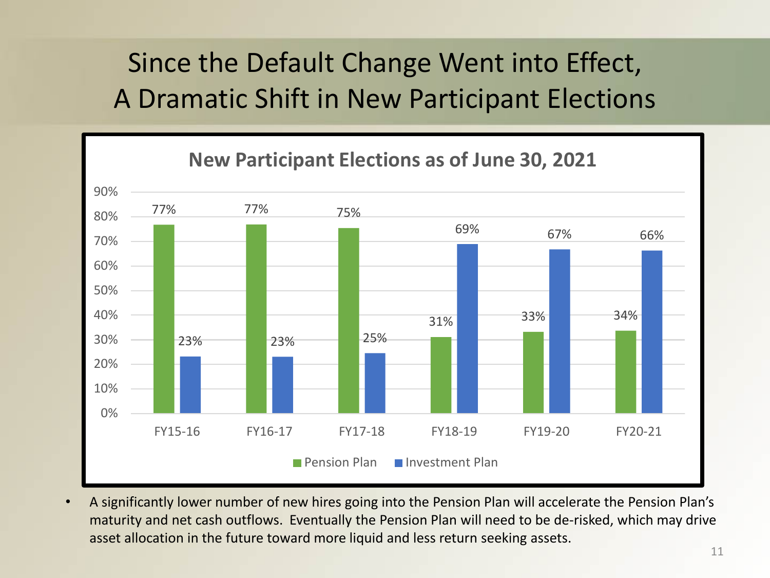# Since the Default Change Went into Effect, A Dramatic Shift in New Participant Elections

## New Participant Elections as of June 30, 2021

| | Pension Plan | Investment Plan |
|---|---|---|
| FY15-16 | 77% | 23% |
| FY16-17 | 77% | 23% |
| FY17-18 | 75% | 25% |
| FY18-19 | 31% | 69% |
| FY19-20 | 33% | 67% |
| FY20-21 | 34% | 66% |

- A significantly lower number of new hires going into the Pension Plan will accelerate the Pension Plan's maturity and net cash outflows. Eventually the Pension Plan will need to be de-risked, which may drive asset allocation in the future toward more liquid and less return seeking assets.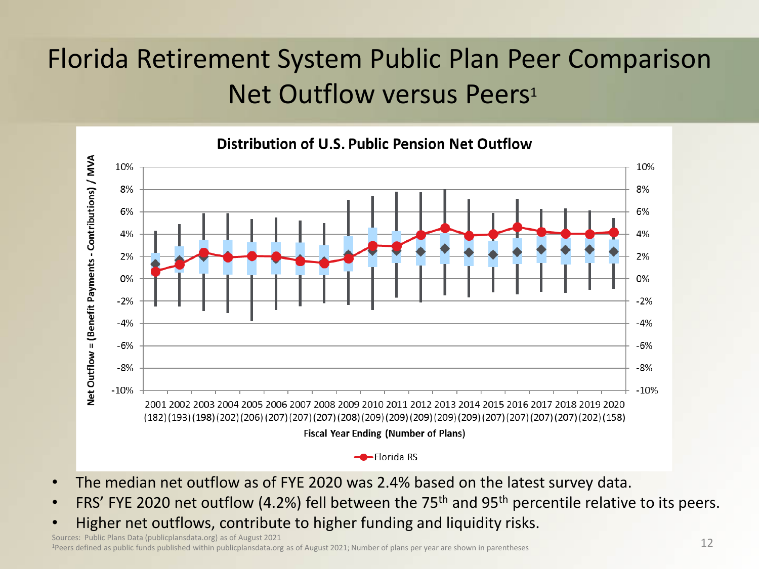# Florida Retirement System Public Plan Peer Comparison Net Outflow versus Peers[1]

**Distribution of U.S. Public Pension Net Outflow**

Net Outflow = (Benefit Payments - Contributions) / MVA

Fiscal Year Ending (Number of Plans)

2001 (182), 2002 (193), 2003 (198), 2004 (202), 2005 (206), 2006 (207), 2007 (207), 2008 (207), 2009 (208), 2010 (209), 2011 (209), 2012 (209), 2013 (209), 2014 (209), 2015 (207), 2016 (207), 2017 (207), 2018 (207), 2019 (202), 2020 (158)

Florida RS

- The median net outflow as of FYE 2020 was 2.4% based on the latest survey data.
- FRS' FYE 2020 net outflow (4.2%) fell between the 75th and 95th percentile relative to its peers.
- Higher net outflows, contribute to higher funding and liquidity risks.

Sources: Public Plans Data (publicplansdata.org) as of August 2021

[1]Peers defined as public funds published within publicplansdata.org as of August 2021; Number of plans per year are shown in parentheses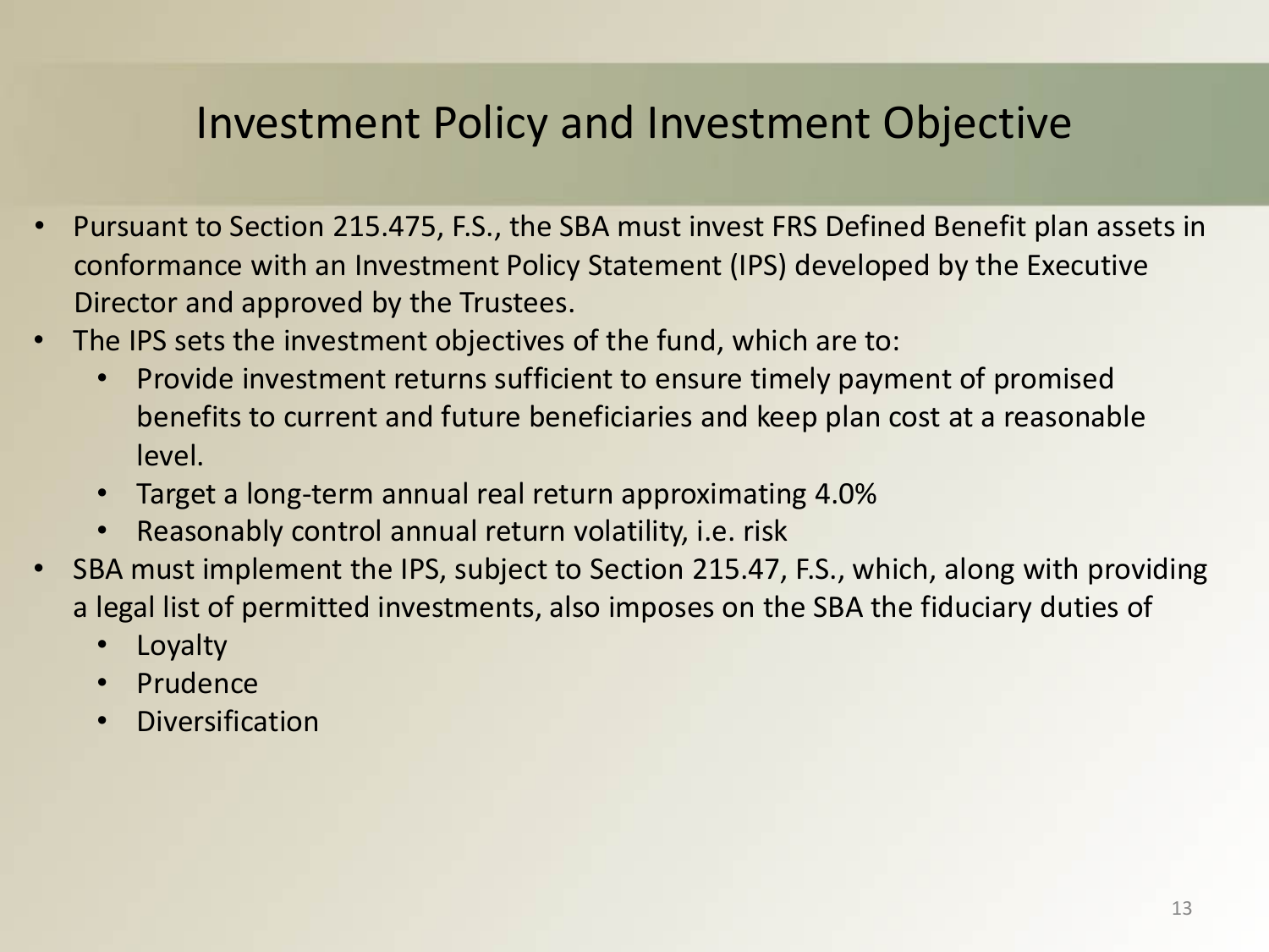# Investment Policy and Investment Objective

- Pursuant to Section 215.475, F.S., the SBA must invest FRS Defined Benefit plan assets in conformance with an Investment Policy Statement (IPS) developed by the Executive Director and approved by the Trustees.
- The IPS sets the investment objectives of the fund, which are to:
  - Provide investment returns sufficient to ensure timely payment of promised benefits to current and future beneficiaries and keep plan cost at a reasonable level.
  - Target a long-term annual real return approximating 4.0%
  - Reasonably control annual return volatility, i.e. risk
- SBA must implement the IPS, subject to Section 215.47, F.S., which, along with providing a legal list of permitted investments, also imposes on the SBA the fiduciary duties of
  - Loyalty
  - Prudence
  - Diversification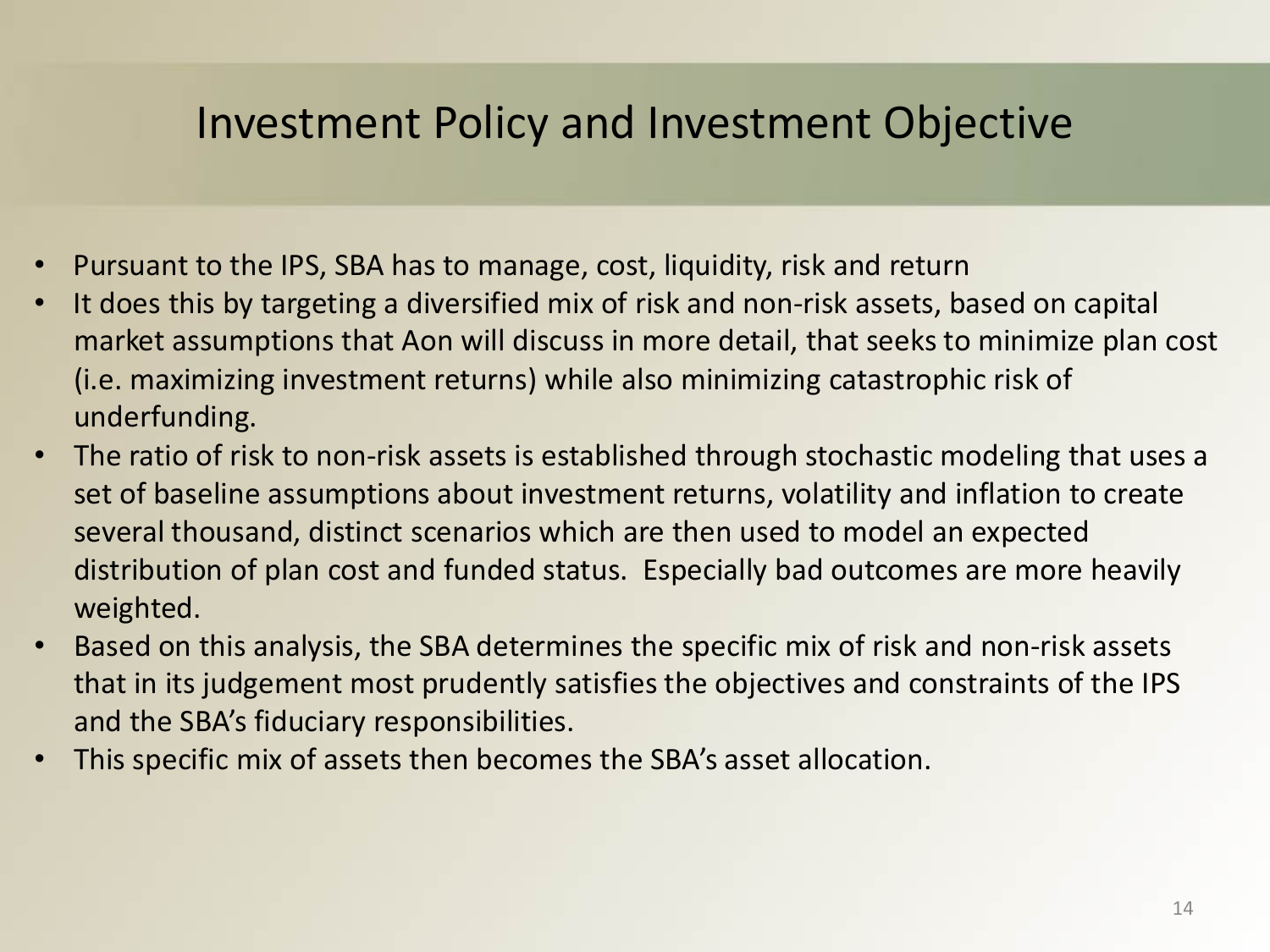# Investment Policy and Investment Objective

- Pursuant to the IPS, SBA has to manage, cost, liquidity, risk and return
- It does this by targeting a diversified mix of risk and non-risk assets, based on capital market assumptions that Aon will discuss in more detail, that seeks to minimize plan cost (i.e. maximizing investment returns) while also minimizing catastrophic risk of underfunding.
- The ratio of risk to non-risk assets is established through stochastic modeling that uses a set of baseline assumptions about investment returns, volatility and inflation to create several thousand, distinct scenarios which are then used to model an expected distribution of plan cost and funded status. Especially bad outcomes are more heavily weighted.
- Based on this analysis, the SBA determines the specific mix of risk and non-risk assets that in its judgement most prudently satisfies the objectives and constraints of the IPS and the SBA's fiduciary responsibilities.
- This specific mix of assets then becomes the SBA's asset allocation.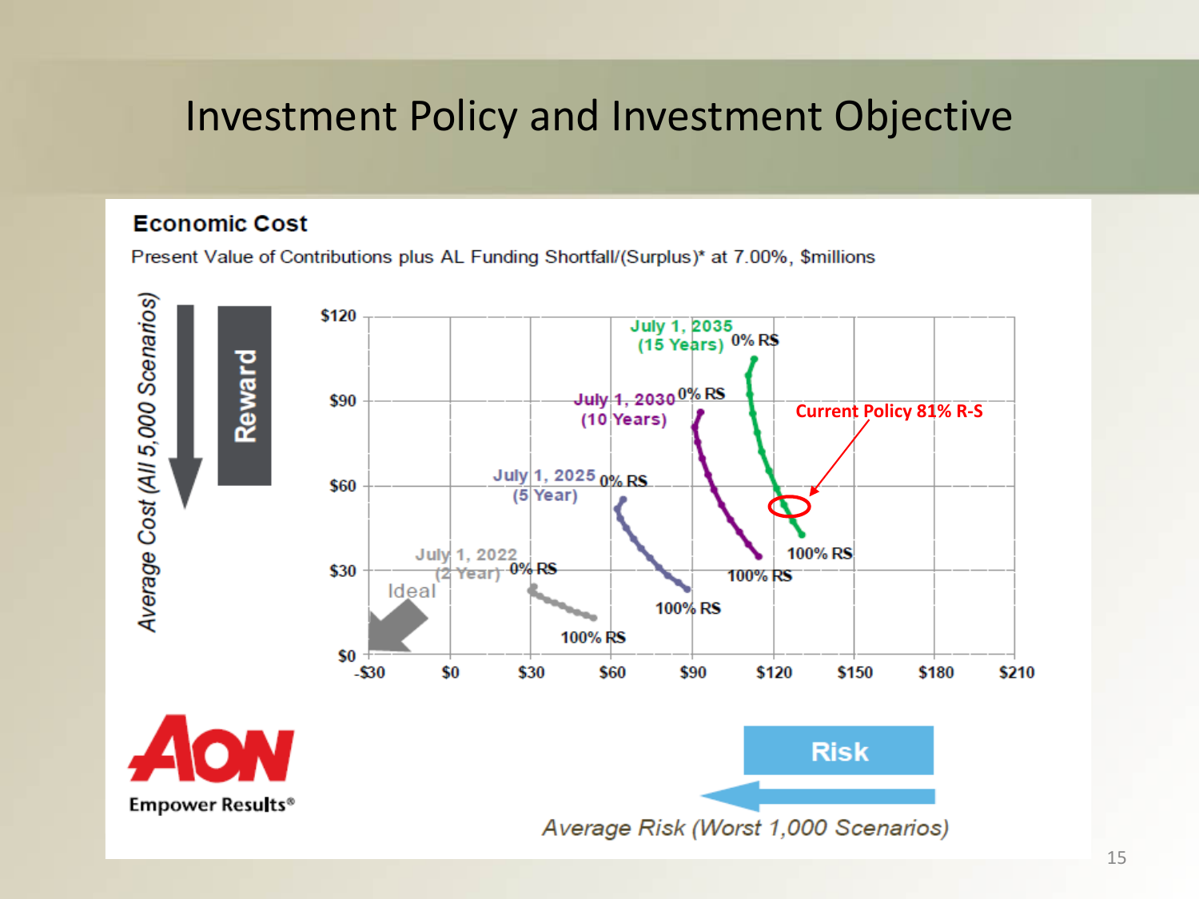# Investment Policy and Investment Objective

**Economic Cost**

Present Value of Contributions plus AL Funding Shortfall/(Surplus)* at 7.00%, $millions

Current Policy 81% R-S

July 1, 2035 (15 Years) 0% RS — 100% RS

July 1, 2030 (10 Years) 0% RS — 100% RS

July 1, 2025 (5 Year) 0% RS — 100% RS

July 1, 2022 (2 Year) 0% RS — 100% RS

Ideal

Reward

Average Cost (All 5,000 Scenarios)

Risk

Average Risk (Worst 1,000 Scenarios)

AON Empower Results®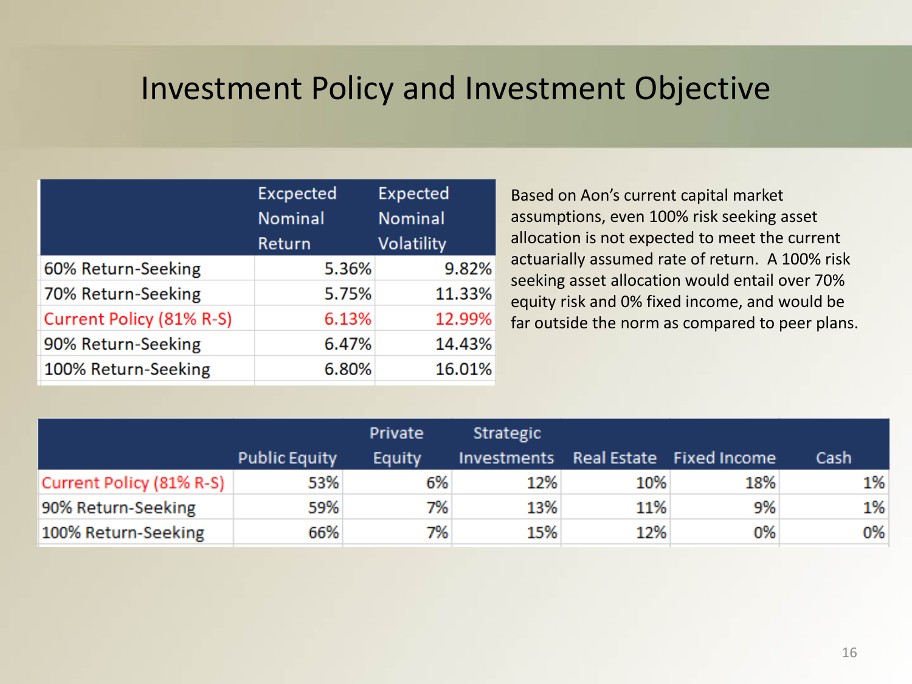# Investment Policy and Investment Objective

| | Excpected Nominal Return | Expected Nominal Volatility |
|---|---|---|
| 60% Return-Seeking | 5.36% | 9.82% |
| 70% Return-Seeking | 5.75% | 11.33% |
| Current Policy (81% R-S) | 6.13% | 12.99% |
| 90% Return-Seeking | 6.47% | 14.43% |
| 100% Return-Seeking | 6.80% | 16.01% |

Based on Aon's current capital market assumptions, even 100% risk seeking asset allocation is not expected to meet the current actuarially assumed rate of return. A 100% risk seeking asset allocation would entail over 70% equity risk and 0% fixed income, and would be far outside the norm as compared to peer plans.

| | Public Equity | Private Equity | Strategic Investments | Real Estate | Fixed Income | Cash |
|---|---|---|---|---|---|---|
| Current Policy (81% R-S) | 53% | 6% | 12% | 10% | 18% | 1% |
| 90% Return-Seeking | 59% | 7% | 13% | 11% | 9% | 1% |
| 100% Return-Seeking | 66% | 7% | 15% | 12% | 0% | 0% |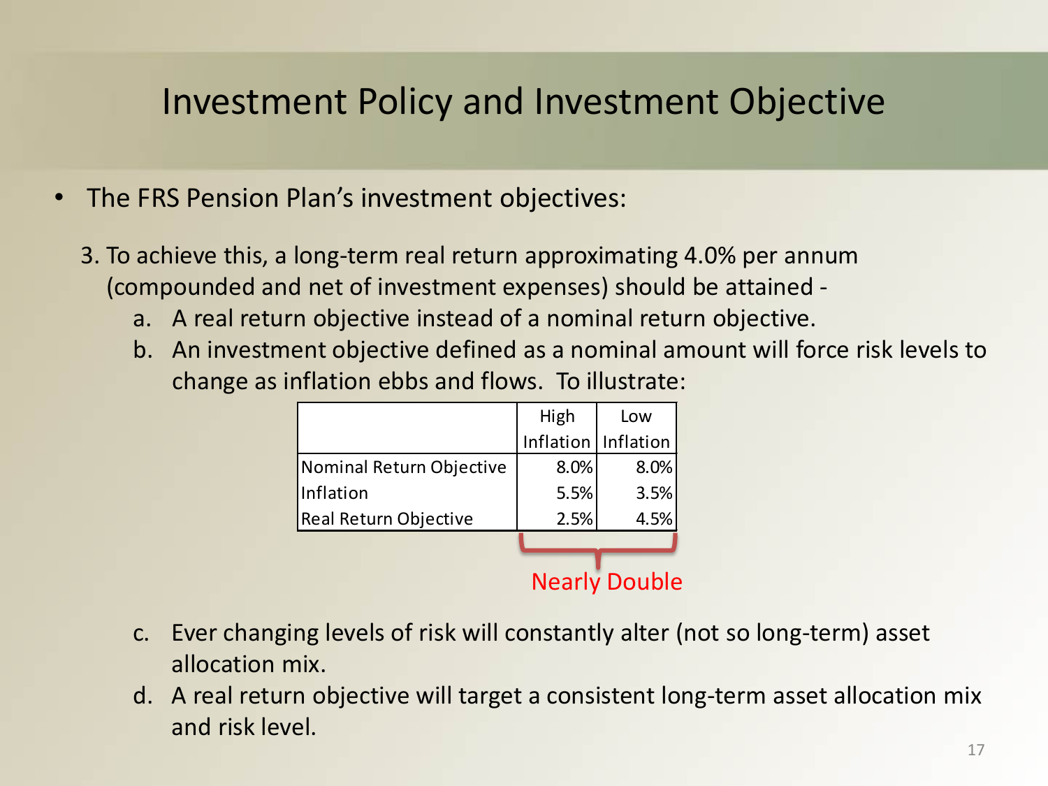# Investment Policy and Investment Objective

- The FRS Pension Plan's investment objectives:

3. To achieve this, a long-term real return approximating 4.0% per annum (compounded and net of investment expenses) should be attained -
   a. A real return objective instead of a nominal return objective.
   b. An investment objective defined as a nominal amount will force risk levels to change as inflation ebbs and flows. To illustrate:

| | High Inflation | Low Inflation |
|---|---|---|
| Nominal Return Objective | 8.0% | 8.0% |
| Inflation | 5.5% | 3.5% |
| Real Return Objective | 2.5% | 4.5% |

Nearly Double

   c. Ever changing levels of risk will constantly alter (not so long-term) asset allocation mix.
   d. A real return objective will target a consistent long-term asset allocation mix and risk level.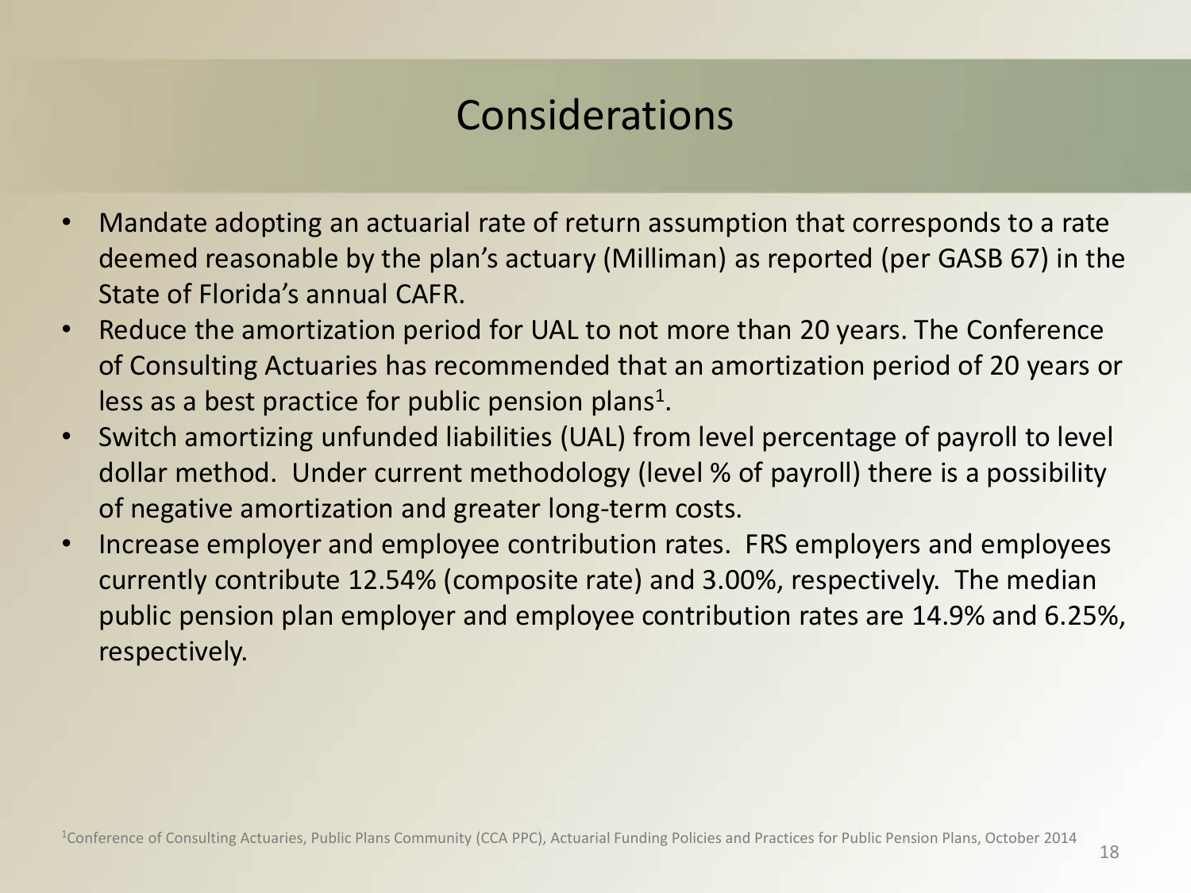# Considerations

- Mandate adopting an actuarial rate of return assumption that corresponds to a rate deemed reasonable by the plan's actuary (Milliman) as reported (per GASB 67) in the State of Florida's annual CAFR.
- Reduce the amortization period for UAL to not more than 20 years. The Conference of Consulting Actuaries has recommended that an amortization period of 20 years or less as a best practice for public pension plans[1].
- Switch amortizing unfunded liabilities (UAL) from level percentage of payroll to level dollar method. Under current methodology (level % of payroll) there is a possibility of negative amortization and greater long-term costs.
- Increase employer and employee contribution rates. FRS employers and employees currently contribute 12.54% (composite rate) and 3.00%, respectively. The median public pension plan employer and employee contribution rates are 14.9% and 6.25%, respectively.

[1]Conference of Consulting Actuaries, Public Plans Community (CCA PPC), Actuarial Funding Policies and Practices for Public Pension Plans, October 2014